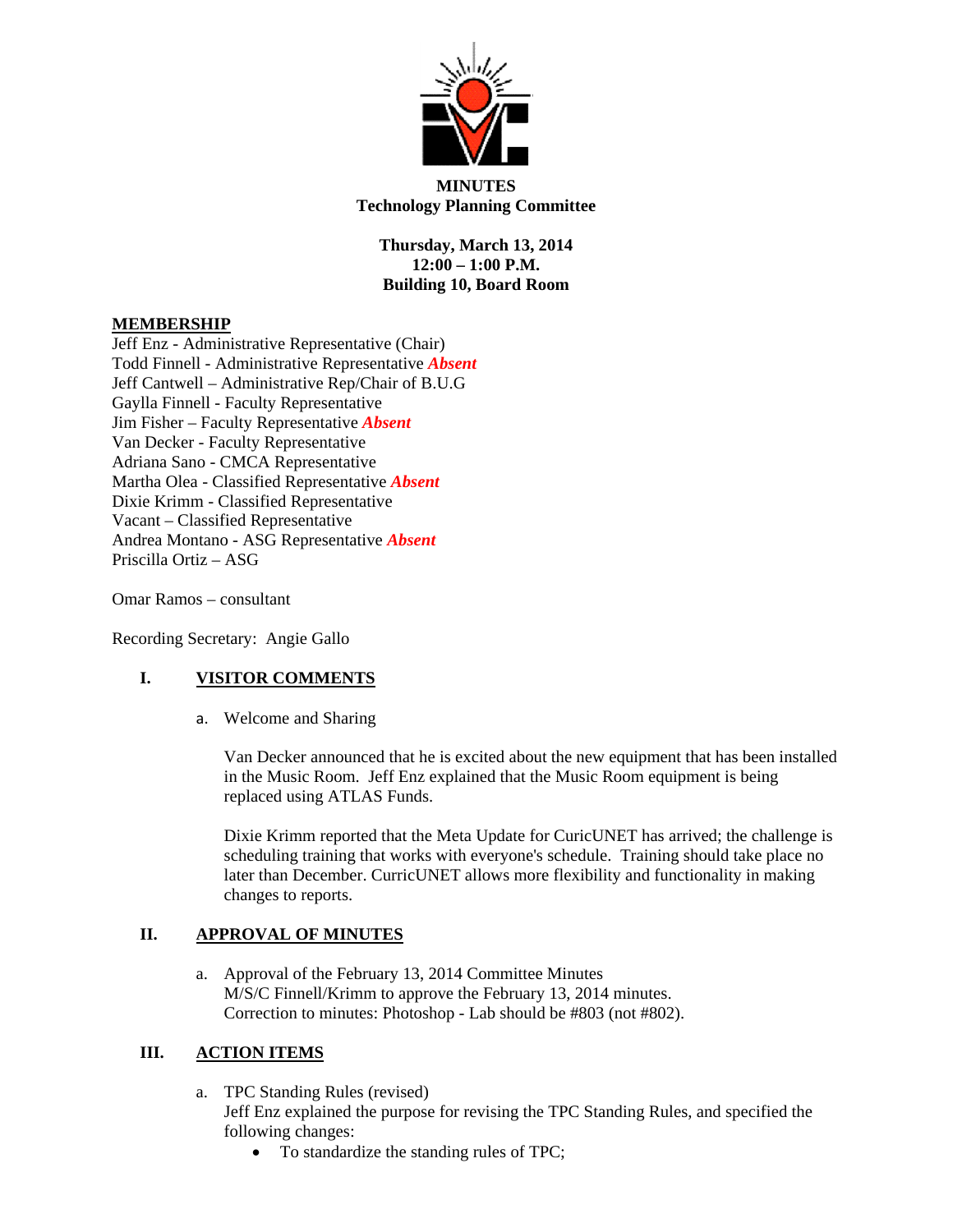**MINUTES**
**Technology Planning Committee**

**Thursday, March 13, 2014**
**12:00 – 1:00 P.M.**
**Building 10, Board Room**

**MEMBERSHIP**

Jeff Enz - Administrative Representative (Chair)
Todd Finnell - Administrative Representative ***Absent***
Jeff Cantwell – Administrative Rep/Chair of B.U.G
Gaylla Finnell - Faculty Representative
Jim Fisher – Faculty Representative ***Absent***
Van Decker - Faculty Representative
Adriana Sano - CMCA Representative
Martha Olea - Classified Representative ***Absent***
Dixie Krimm - Classified Representative
Vacant – Classified Representative
Andrea Montano - ASG Representative ***Absent***
Priscilla Ortiz – ASG

Omar Ramos – consultant

Recording Secretary: Angie Gallo

## I. VISITOR COMMENTS

a. Welcome and Sharing

Van Decker announced that he is excited about the new equipment that has been installed in the Music Room. Jeff Enz explained that the Music Room equipment is being replaced using ATLAS Funds.

Dixie Krimm reported that the Meta Update for CuricUNET has arrived; the challenge is scheduling training that works with everyone's schedule. Training should take place no later than December. CurricUNET allows more flexibility and functionality in making changes to reports.

## II. APPROVAL OF MINUTES

a. Approval of the February 13, 2014 Committee Minutes
M/S/C Finnell/Krimm to approve the February 13, 2014 minutes.
Correction to minutes: Photoshop - Lab should be #803 (not #802).

## III. ACTION ITEMS

a. TPC Standing Rules (revised)
Jeff Enz explained the purpose for revising the TPC Standing Rules, and specified the following changes:
- To standardize the standing rules of TPC;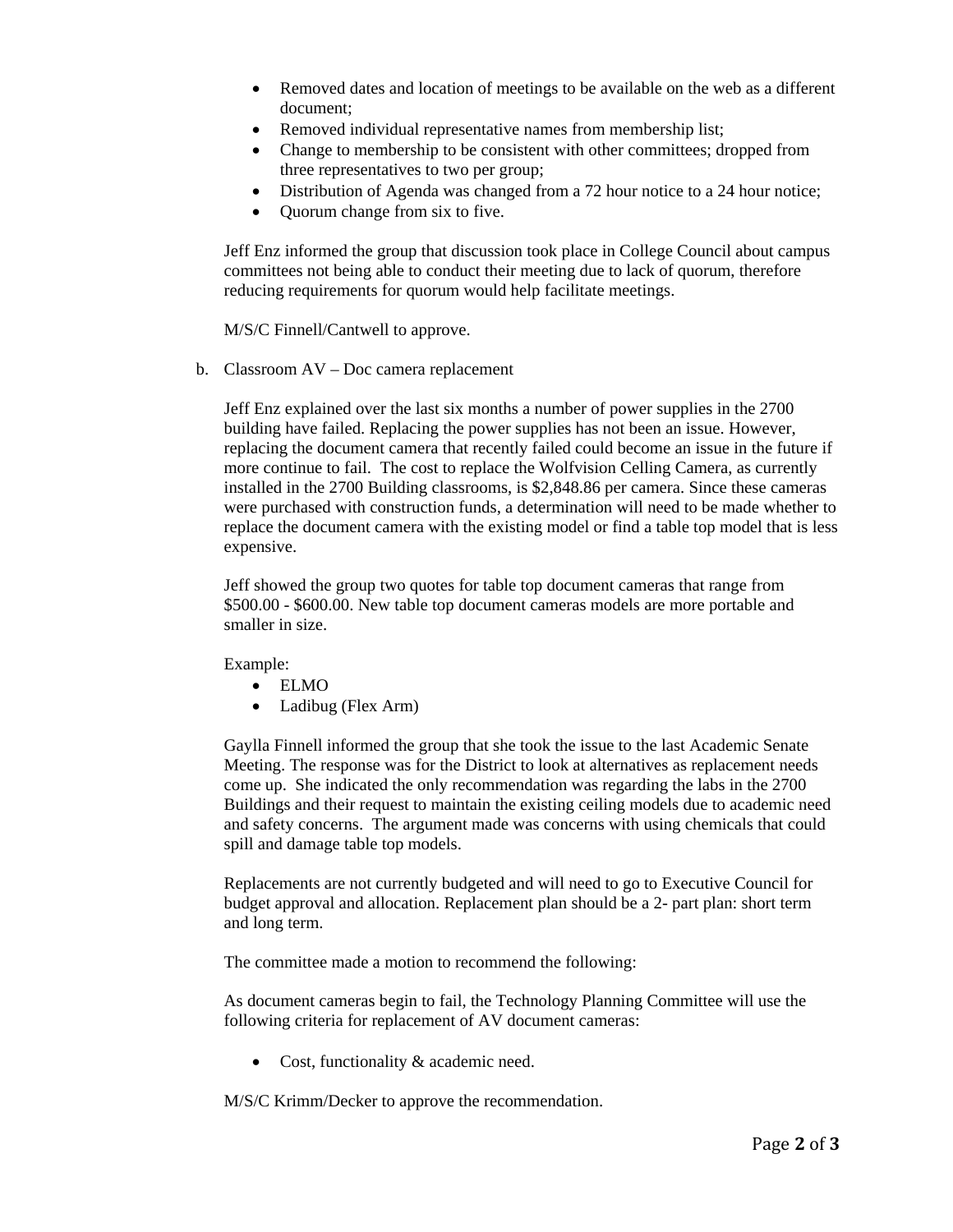- Removed dates and location of meetings to be available on the web as a different document;
- Removed individual representative names from membership list;
- Change to membership to be consistent with other committees; dropped from three representatives to two per group;
- Distribution of Agenda was changed from a 72 hour notice to a 24 hour notice;
- Quorum change from six to five.

Jeff Enz informed the group that discussion took place in College Council about campus committees not being able to conduct their meeting due to lack of quorum, therefore reducing requirements for quorum would help facilitate meetings.

M/S/C Finnell/Cantwell to approve.

b. Classroom AV – Doc camera replacement

Jeff Enz explained over the last six months a number of power supplies in the 2700 building have failed. Replacing the power supplies has not been an issue. However, replacing the document camera that recently failed could become an issue in the future if more continue to fail. The cost to replace the Wolfvision Celling Camera, as currently installed in the 2700 Building classrooms, is $2,848.86 per camera. Since these cameras were purchased with construction funds, a determination will need to be made whether to replace the document camera with the existing model or find a table top model that is less expensive.

Jeff showed the group two quotes for table top document cameras that range from $500.00 - $600.00. New table top document cameras models are more portable and smaller in size.

Example:

- ELMO
- Ladibug (Flex Arm)

Gaylla Finnell informed the group that she took the issue to the last Academic Senate Meeting. The response was for the District to look at alternatives as replacement needs come up. She indicated the only recommendation was regarding the labs in the 2700 Buildings and their request to maintain the existing ceiling models due to academic need and safety concerns. The argument made was concerns with using chemicals that could spill and damage table top models.

Replacements are not currently budgeted and will need to go to Executive Council for budget approval and allocation. Replacement plan should be a 2- part plan: short term and long term.

The committee made a motion to recommend the following:

As document cameras begin to fail, the Technology Planning Committee will use the following criteria for replacement of AV document cameras:

- Cost, functionality & academic need.

M/S/C Krimm/Decker to approve the recommendation.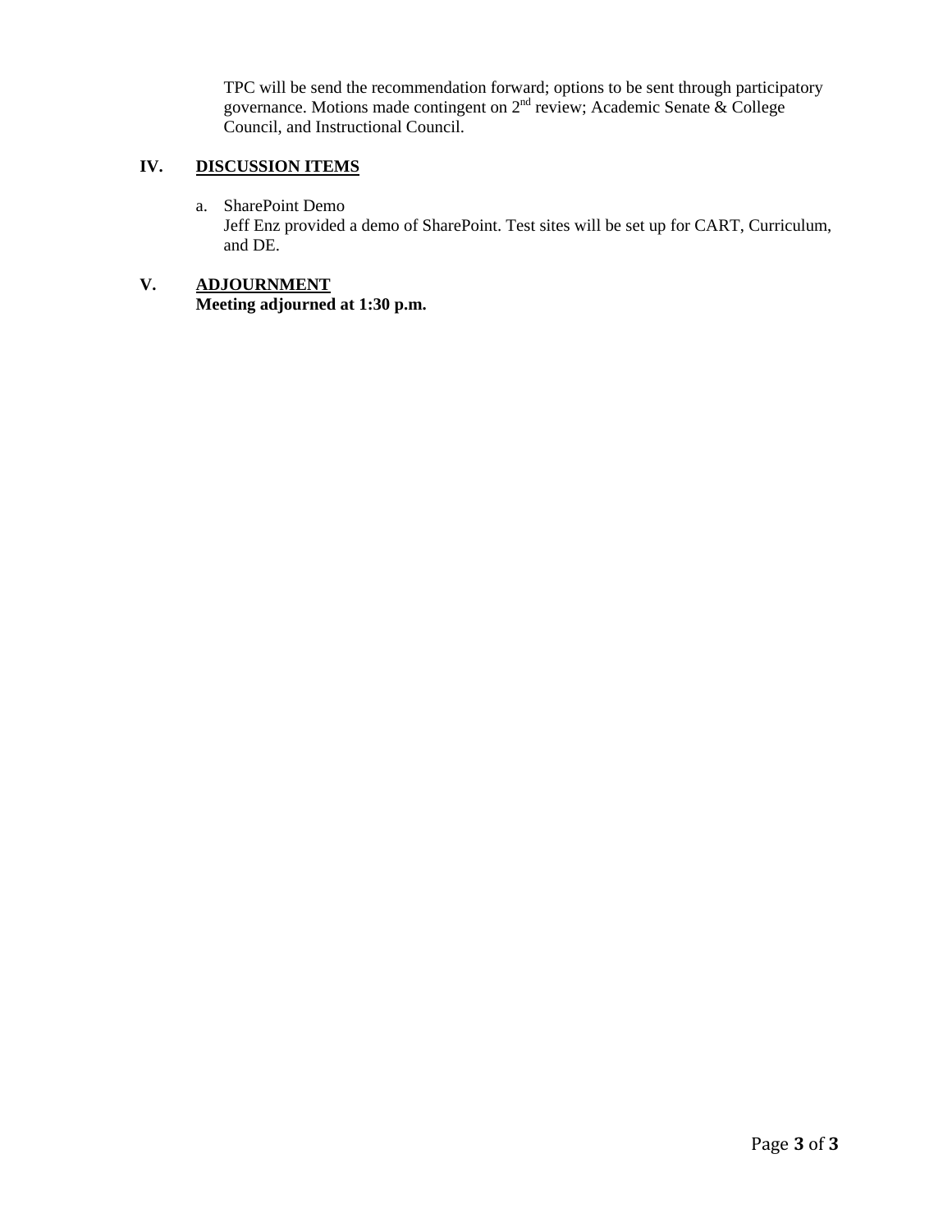TPC will be send the recommendation forward; options to be sent through participatory governance. Motions made contingent on 2nd review; Academic Senate & College Council, and Instructional Council.

## IV. DISCUSSION ITEMS

a. SharePoint Demo
Jeff Enz provided a demo of SharePoint. Test sites will be set up for CART, Curriculum, and DE.

## V. ADJOURNMENT

**Meeting adjourned at 1:30 p.m.**